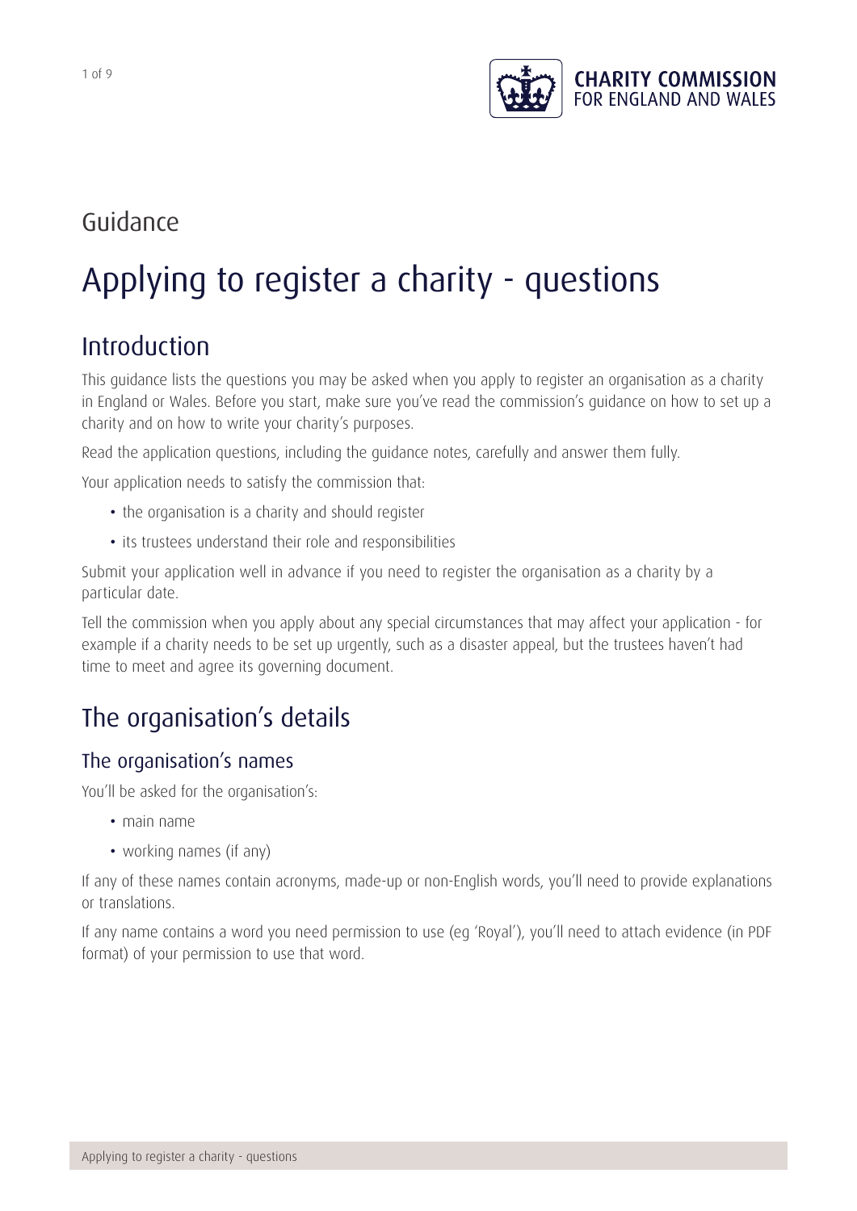Guidance

# Applying to register a charity - questions

## Introduction

This guidance lists the questions you may be asked when you apply to register an organisation as a charity in England or Wales. Before you start, make sure you've read the commission's guidance on how to set up a charity and on how to write your charity's purposes.

Read the application questions, including the guidance notes, carefully and answer them fully.

Your application needs to satisfy the commission that:

- the organisation is a charity and should register
- its trustees understand their role and responsibilities

Submit your application well in advance if you need to register the organisation as a charity by a particular date.

Tell the commission when you apply about any special circumstances that may affect your application - for example if a charity needs to be set up urgently, such as a disaster appeal, but the trustees haven't had time to meet and agree its governing document.

## The organisation's details

### The organisation's names

You'll be asked for the organisation's:

- main name
- working names (if any)

If any of these names contain acronyms, made-up or non-English words, you'll need to provide explanations or translations.

If any name contains a word you need permission to use (eg 'Royal'), you'll need to attach evidence (in PDF format) of your permission to use that word.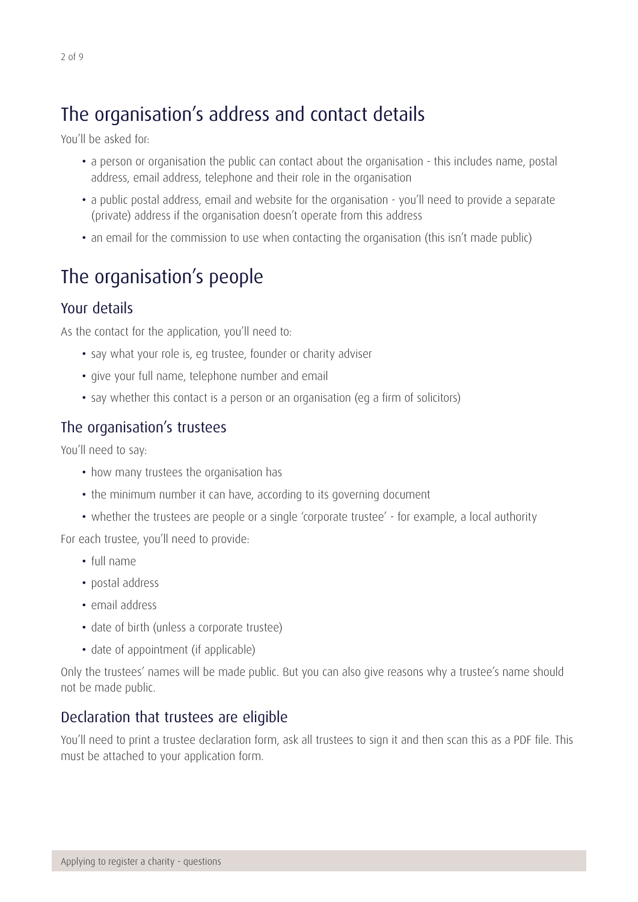# The organisation's address and contact details

You'll be asked for:

- a person or organisation the public can contact about the organisation - this includes name, postal address, email address, telephone and their role in the organisation
- a public postal address, email and website for the organisation - you'll need to provide a separate (private) address if the organisation doesn't operate from this address
- an email for the commission to use when contacting the organisation (this isn't made public)

# The organisation's people

## Your details

As the contact for the application, you'll need to:

- say what your role is, eg trustee, founder or charity adviser
- give your full name, telephone number and email
- say whether this contact is a person or an organisation (eg a firm of solicitors)

## The organisation's trustees

You'll need to say:

- how many trustees the organisation has
- the minimum number it can have, according to its governing document
- whether the trustees are people or a single 'corporate trustee' - for example, a local authority

For each trustee, you'll need to provide:

- full name
- postal address
- email address
- date of birth (unless a corporate trustee)
- date of appointment (if applicable)

Only the trustees' names will be made public. But you can also give reasons why a trustee's name should not be made public.

## Declaration that trustees are eligible

You'll need to print a trustee declaration form, ask all trustees to sign it and then scan this as a PDF file. This must be attached to your application form.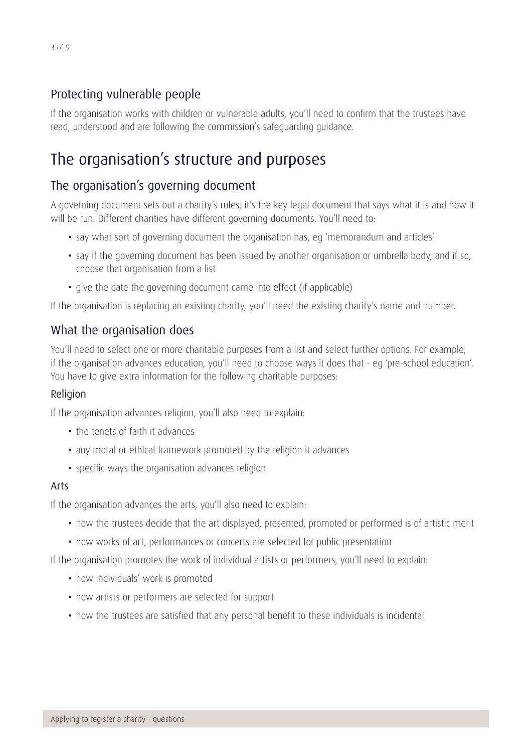### Protecting vulnerable people

If the organisation works with children or vulnerable adults, you'll need to confirm that the trustees have read, understood and are following the commission's safeguarding guidance.

## The organisation's structure and purposes

### The organisation's governing document

A governing document sets out a charity's rules; it's the key legal document that says what it is and how it will be run. Different charities have different governing documents. You'll need to:

- say what sort of governing document the organisation has, eg 'memorandum and articles'
- say if the governing document has been issued by another organisation or umbrella body, and if so, choose that organisation from a list
- give the date the governing document came into effect (if applicable)

If the organisation is replacing an existing charity, you'll need the existing charity's name and number.

### What the organisation does

You'll need to select one or more charitable purposes from a list and select further options. For example, if the organisation advances education, you'll need to choose ways it does that - eg 'pre-school education'. You have to give extra information for the following charitable purposes:

#### Religion

If the organisation advances religion, you'll also need to explain:

- the tenets of faith it advances
- any moral or ethical framework promoted by the religion it advances
- specific ways the organisation advances religion

#### Arts

If the organisation advances the arts, you'll also need to explain:

- how the trustees decide that the art displayed, presented, promoted or performed is of artistic merit
- how works of art, performances or concerts are selected for public presentation

If the organisation promotes the work of individual artists or performers, you'll need to explain:

- how individuals' work is promoted
- how artists or performers are selected for support
- how the trustees are satisfied that any personal benefit to these individuals is incidental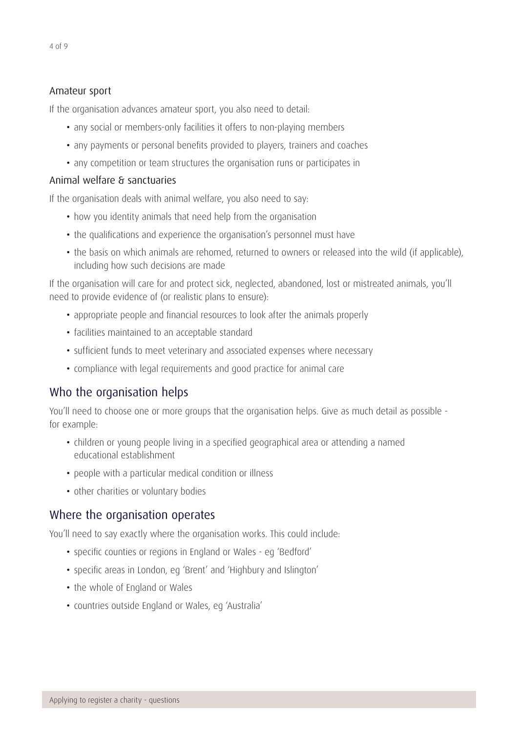### Amateur sport

If the organisation advances amateur sport, you also need to detail:

- any social or members-only facilities it offers to non-playing members
- any payments or personal benefits provided to players, trainers and coaches
- any competition or team structures the organisation runs or participates in

### Animal welfare & sanctuaries

If the organisation deals with animal welfare, you also need to say:

- how you identity animals that need help from the organisation
- the qualifications and experience the organisation's personnel must have
- the basis on which animals are rehomed, returned to owners or released into the wild (if applicable), including how such decisions are made

If the organisation will care for and protect sick, neglected, abandoned, lost or mistreated animals, you'll need to provide evidence of (or realistic plans to ensure):

- appropriate people and financial resources to look after the animals properly
- facilities maintained to an acceptable standard
- sufficient funds to meet veterinary and associated expenses where necessary
- compliance with legal requirements and good practice for animal care

## Who the organisation helps

You'll need to choose one or more groups that the organisation helps. Give as much detail as possible - for example:

- children or young people living in a specified geographical area or attending a named educational establishment
- people with a particular medical condition or illness
- other charities or voluntary bodies

## Where the organisation operates

You'll need to say exactly where the organisation works. This could include:

- specific counties or regions in England or Wales - eg 'Bedford'
- specific areas in London, eg 'Brent' and 'Highbury and Islington'
- the whole of England or Wales
- countries outside England or Wales, eg 'Australia'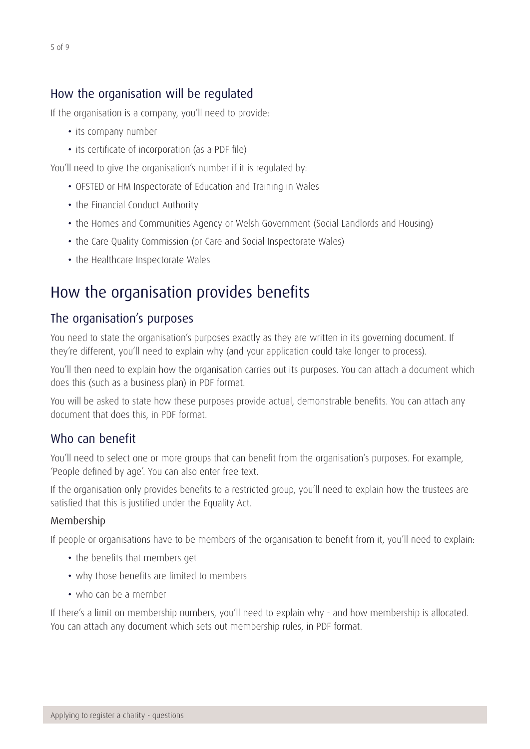### How the organisation will be regulated

If the organisation is a company, you'll need to provide:

- its company number
- its certificate of incorporation (as a PDF file)

You'll need to give the organisation's number if it is regulated by:

- OFSTED or HM Inspectorate of Education and Training in Wales
- the Financial Conduct Authority
- the Homes and Communities Agency or Welsh Government (Social Landlords and Housing)
- the Care Quality Commission (or Care and Social Inspectorate Wales)
- the Healthcare Inspectorate Wales

## How the organisation provides benefits

### The organisation's purposes

You need to state the organisation's purposes exactly as they are written in its governing document. If they're different, you'll need to explain why (and your application could take longer to process).

You'll then need to explain how the organisation carries out its purposes. You can attach a document which does this (such as a business plan) in PDF format.

You will be asked to state how these purposes provide actual, demonstrable benefits. You can attach any document that does this, in PDF format.

### Who can benefit

You'll need to select one or more groups that can benefit from the organisation's purposes. For example, 'People defined by age'. You can also enter free text.

If the organisation only provides benefits to a restricted group, you'll need to explain how the trustees are satisfied that this is justified under the Equality Act.

#### Membership

If people or organisations have to be members of the organisation to benefit from it, you'll need to explain:

- the benefits that members get
- why those benefits are limited to members
- who can be a member

If there's a limit on membership numbers, you'll need to explain why - and how membership is allocated. You can attach any document which sets out membership rules, in PDF format.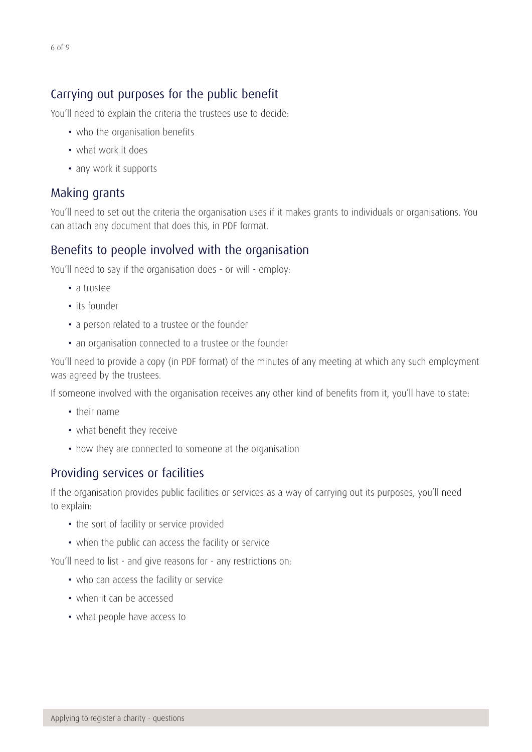## Carrying out purposes for the public benefit

You'll need to explain the criteria the trustees use to decide:

- who the organisation benefits
- what work it does
- any work it supports

## Making grants

You'll need to set out the criteria the organisation uses if it makes grants to individuals or organisations. You can attach any document that does this, in PDF format.

## Benefits to people involved with the organisation

You'll need to say if the organisation does - or will - employ:

- a trustee
- its founder
- a person related to a trustee or the founder
- an organisation connected to a trustee or the founder

You'll need to provide a copy (in PDF format) of the minutes of any meeting at which any such employment was agreed by the trustees.

If someone involved with the organisation receives any other kind of benefits from it, you'll have to state:

- their name
- what benefit they receive
- how they are connected to someone at the organisation

## Providing services or facilities

If the organisation provides public facilities or services as a way of carrying out its purposes, you'll need to explain:

- the sort of facility or service provided
- when the public can access the facility or service

You'll need to list - and give reasons for - any restrictions on:

- who can access the facility or service
- when it can be accessed
- what people have access to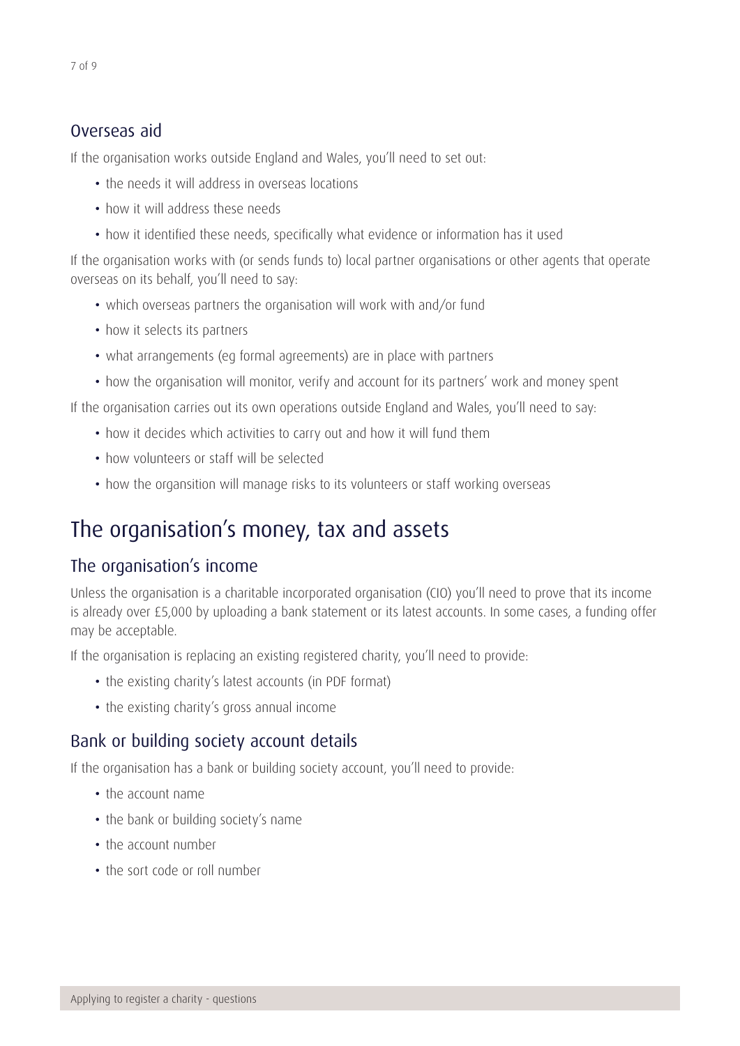### Overseas aid

If the organisation works outside England and Wales, you'll need to set out:

- the needs it will address in overseas locations
- how it will address these needs
- how it identified these needs, specifically what evidence or information has it used

If the organisation works with (or sends funds to) local partner organisations or other agents that operate overseas on its behalf, you'll need to say:

- which overseas partners the organisation will work with and/or fund
- how it selects its partners
- what arrangements (eg formal agreements) are in place with partners
- how the organisation will monitor, verify and account for its partners' work and money spent

If the organisation carries out its own operations outside England and Wales, you'll need to say:

- how it decides which activities to carry out and how it will fund them
- how volunteers or staff will be selected
- how the organsition will manage risks to its volunteers or staff working overseas

## The organisation's money, tax and assets

### The organisation's income

Unless the organisation is a charitable incorporated organisation (CIO) you'll need to prove that its income is already over £5,000 by uploading a bank statement or its latest accounts. In some cases, a funding offer may be acceptable.

If the organisation is replacing an existing registered charity, you'll need to provide:

- the existing charity's latest accounts (in PDF format)
- the existing charity's gross annual income

### Bank or building society account details

If the organisation has a bank or building society account, you'll need to provide:

- the account name
- the bank or building society's name
- the account number
- the sort code or roll number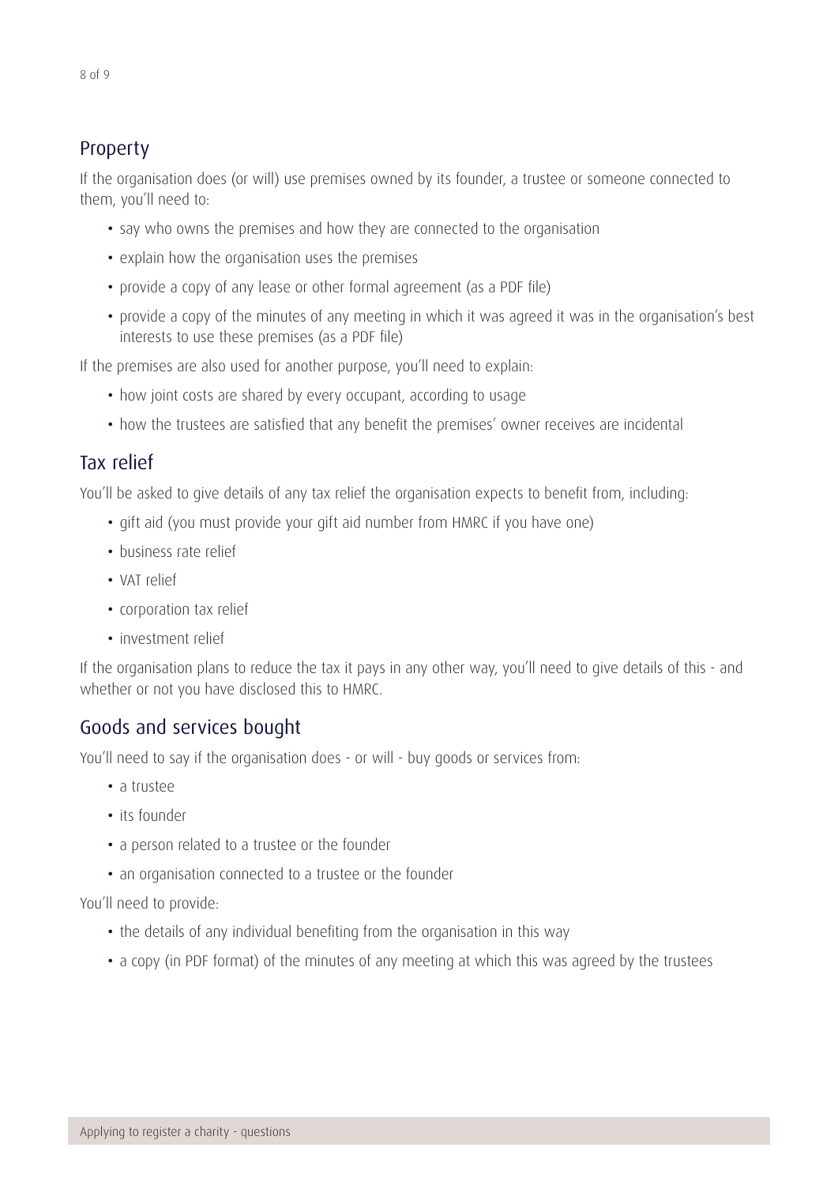## Property

If the organisation does (or will) use premises owned by its founder, a trustee or someone connected to them, you'll need to:

- say who owns the premises and how they are connected to the organisation
- explain how the organisation uses the premises
- provide a copy of any lease or other formal agreement (as a PDF file)
- provide a copy of the minutes of any meeting in which it was agreed it was in the organisation's best interests to use these premises (as a PDF file)

If the premises are also used for another purpose, you'll need to explain:

- how joint costs are shared by every occupant, according to usage
- how the trustees are satisfied that any benefit the premises' owner receives are incidental

## Tax relief

You'll be asked to give details of any tax relief the organisation expects to benefit from, including:

- gift aid (you must provide your gift aid number from HMRC if you have one)
- business rate relief
- VAT relief
- corporation tax relief
- investment relief

If the organisation plans to reduce the tax it pays in any other way, you'll need to give details of this - and whether or not you have disclosed this to HMRC.

## Goods and services bought

You'll need to say if the organisation does - or will - buy goods or services from:

- a trustee
- its founder
- a person related to a trustee or the founder
- an organisation connected to a trustee or the founder

You'll need to provide:

- the details of any individual benefiting from the organisation in this way
- a copy (in PDF format) of the minutes of any meeting at which this was agreed by the trustees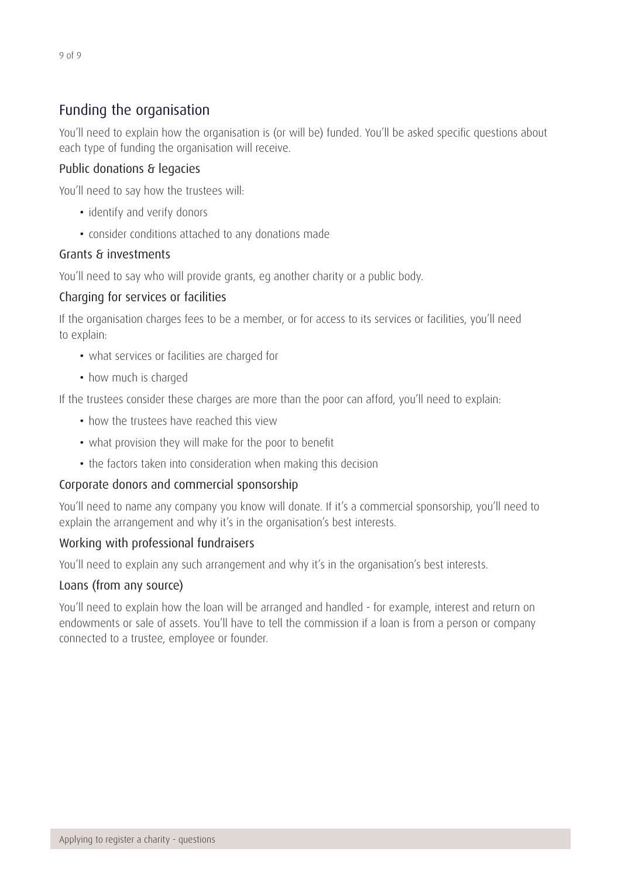## Funding the organisation

You'll need to explain how the organisation is (or will be) funded. You'll be asked specific questions about each type of funding the organisation will receive.

### Public donations & legacies

You'll need to say how the trustees will:

- identify and verify donors
- consider conditions attached to any donations made

### Grants & investments

You'll need to say who will provide grants, eg another charity or a public body.

### Charging for services or facilities

If the organisation charges fees to be a member, or for access to its services or facilities, you'll need to explain:

- what services or facilities are charged for
- how much is charged

If the trustees consider these charges are more than the poor can afford, you'll need to explain:

- how the trustees have reached this view
- what provision they will make for the poor to benefit
- the factors taken into consideration when making this decision

### Corporate donors and commercial sponsorship

You'll need to name any company you know will donate. If it's a commercial sponsorship, you'll need to explain the arrangement and why it's in the organisation's best interests.

### Working with professional fundraisers

You'll need to explain any such arrangement and why it's in the organisation's best interests.

### Loans (from any source)

You'll need to explain how the loan will be arranged and handled - for example, interest and return on endowments or sale of assets. You'll have to tell the commission if a loan is from a person or company connected to a trustee, employee or founder.